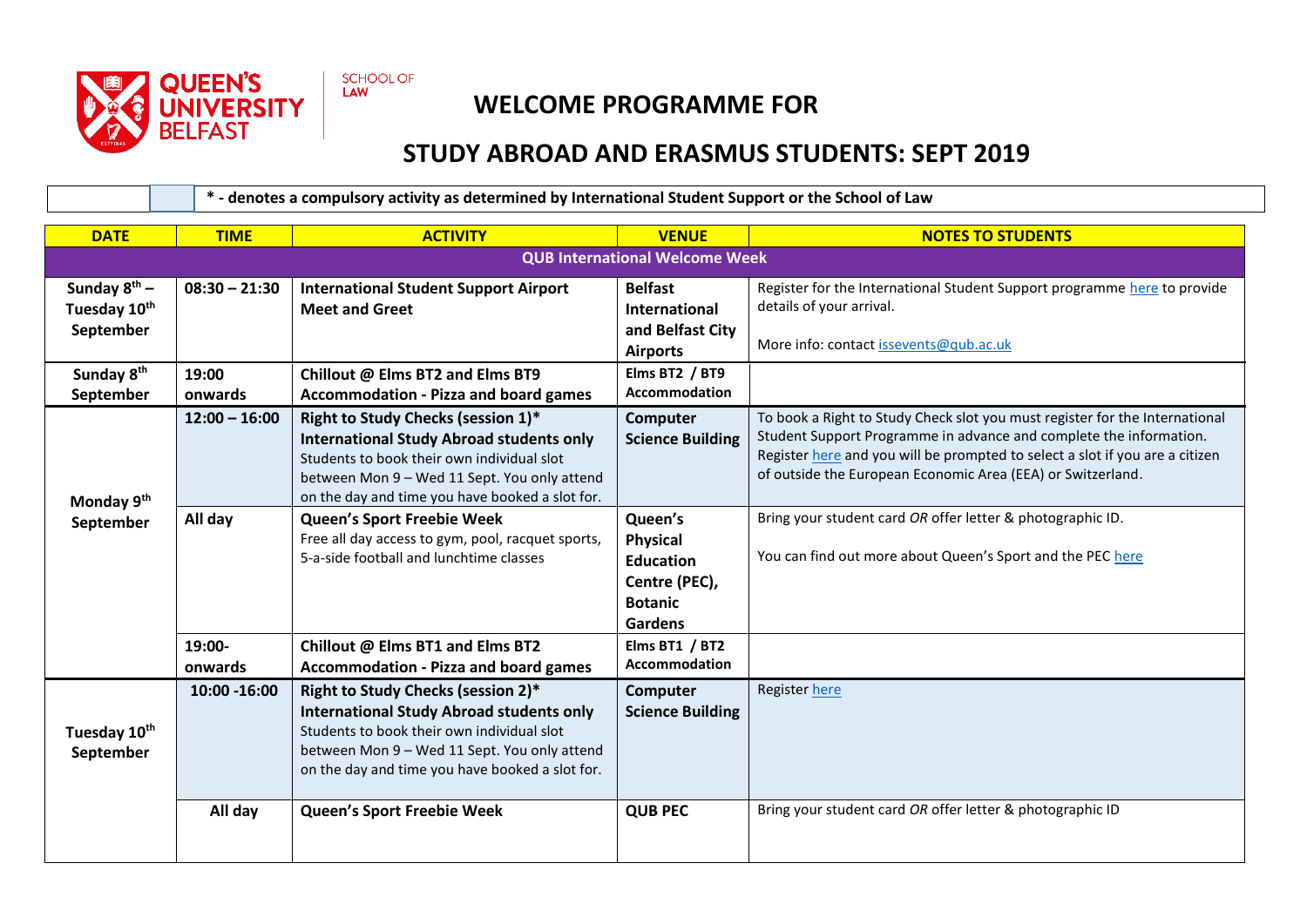QUEEN'S UNIVERSITY BELFAST | SCHOOL OF LAW

# WELCOME PROGRAMME FOR

# STUDY ABROAD AND ERASMUS STUDENTS: SEPT 2019

* - denotes a compulsory activity as determined by International Student Support or the School of Law

| DATE | TIME | ACTIVITY | VENUE | NOTES TO STUDENTS |
|---|---|---|---|---|
| **QUB International Welcome Week** | | | | |
| **Sunday 8th – Tuesday 10th September** | **08:30 – 21:30** | **International Student Support Airport Meet and Greet** | **Belfast International and Belfast City Airports** | Register for the International Student Support programme here to provide details of your arrival.<br><br>More info: contact issevents@qub.ac.uk |
| **Sunday 8th September** | **19:00 onwards** | **Chillout @ Elms BT2 and Elms BT9 Accommodation - Pizza and board games** | **Elms BT2 / BT9 Accommodation** | |
| **Monday 9th September** | **12:00 – 16:00** | **Right to Study Checks (session 1)***<br>**International Study Abroad students only**<br>Students to book their own individual slot between Mon 9 – Wed 11 Sept. You only attend on the day and time you have booked a slot for. | **Computer Science Building** | To book a Right to Study Check slot you must register for the International Student Support Programme in advance and complete the information. Register here and you will be prompted to select a slot if you are a citizen of outside the European Economic Area (EEA) or Switzerland. |
| | **All day** | **Queen's Sport Freebie Week**<br>Free all day access to gym, pool, racquet sports, 5-a-side football and lunchtime classes | **Queen's Physical Education Centre (PEC), Botanic Gardens** | Bring your student card *OR* offer letter & photographic ID.<br><br>You can find out more about Queen's Sport and the PEC here |
| | **19:00- onwards** | **Chillout @ Elms BT1 and Elms BT2 Accommodation - Pizza and board games** | **Elms BT1 / BT2 Accommodation** | |
| **Tuesday 10th September** | **10:00 -16:00** | **Right to Study Checks (session 2)***<br>**International Study Abroad students only**<br>Students to book their own individual slot between Mon 9 – Wed 11 Sept. You only attend on the day and time you have booked a slot for. | **Computer Science Building** | Register here |
| | **All day** | **Queen's Sport Freebie Week** | **QUB PEC** | Bring your student card *OR* offer letter & photographic ID |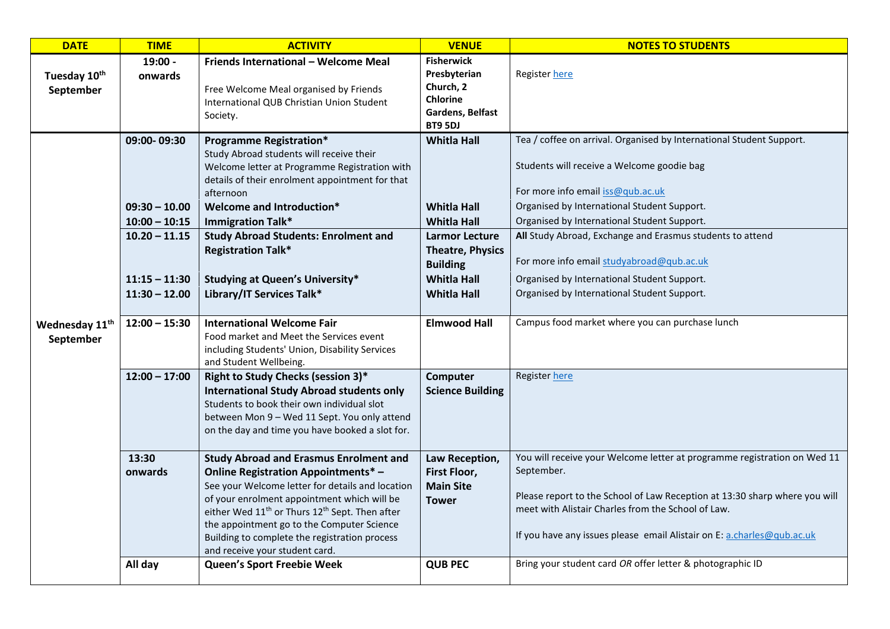| DATE | TIME | ACTIVITY | VENUE | NOTES TO STUDENTS |
|---|---|---|---|---|
| Tuesday 10th September | 19:00 - onwards | **Friends International – Welcome Meal**<br><br>Free Welcome Meal organised by Friends International QUB Christian Union Student Society. | **Fisherwick Presbyterian Church, 2 Chlorine Gardens, Belfast BT9 5DJ** | Register here |
| Wednesday 11th September | 09:00- 09:30 | **Programme Registration***<br>Study Abroad students will receive their Welcome letter at Programme Registration with details of their enrolment appointment for that afternoon | **Whitla Hall** | Tea / coffee on arrival. Organised by International Student Support.<br><br>Students will receive a Welcome goodie bag<br><br>For more info email iss@qub.ac.uk |
| | 09:30 – 10.00 | **Welcome and Introduction*** | **Whitla Hall** | Organised by International Student Support. |
| | 10:00 – 10:15 | **Immigration Talk*** | **Whitla Hall** | Organised by International Student Support. |
| | 10.20 – 11.15 | **Study Abroad Students: Enrolment and Registration Talk*** | **Larmor Lecture Theatre, Physics Building** | **All** Study Abroad, Exchange and Erasmus students to attend<br><br>For more info email studyabroad@qub.ac.uk |
| | 11:15 – 11:30 | **Studying at Queen's University*** | **Whitla Hall** | Organised by International Student Support. |
| | 11:30 – 12.00 | **Library/IT Services Talk*** | **Whitla Hall** | Organised by International Student Support. |
| | 12:00 – 15:30 | **International Welcome Fair**<br>Food market and Meet the Services event including Students' Union, Disability Services and Student Wellbeing. | **Elmwood Hall** | Campus food market where you can purchase lunch |
| | 12:00 – 17:00 | **Right to Study Checks (session 3)***<br>**International Study Abroad students only**<br>Students to book their own individual slot between Mon 9 – Wed 11 Sept. You only attend on the day and time you have booked a slot for. | **Computer Science Building** | Register here |
| | 13:30 onwards | **Study Abroad and Erasmus Enrolment and Online Registration Appointments* –**<br>See your Welcome letter for details and location of your enrolment appointment which will be either Wed 11th or Thurs 12th Sept. Then after the appointment go to the Computer Science Building to complete the registration process and receive your student card. | **Law Reception, First Floor, Main Site Tower** | You will receive your Welcome letter at programme registration on Wed 11 September.<br><br>Please report to the School of Law Reception at 13:30 sharp where you will meet with Alistair Charles from the School of Law.<br><br>If you have any issues please email Alistair on E: a.charles@qub.ac.uk |
| | All day | **Queen's Sport Freebie Week** | **QUB PEC** | Bring your student card *OR* offer letter & photographic ID |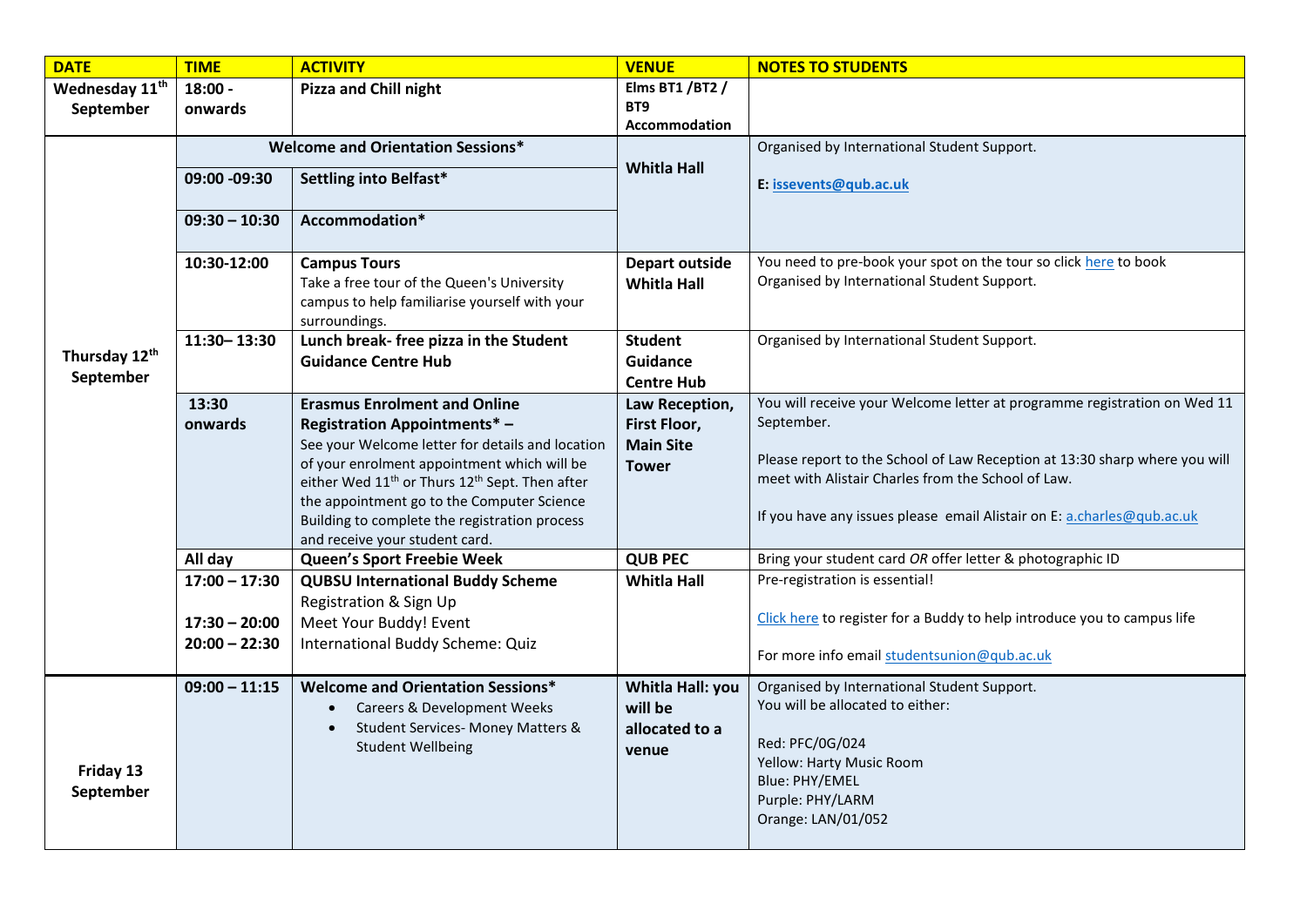| DATE | TIME | ACTIVITY | VENUE | NOTES TO STUDENTS |
|---|---|---|---|---|
| Wednesday 11th September | 18:00 - onwards | **Pizza and Chill night** | Elms BT1 /BT2 / BT9 Accommodation | |
| Thursday 12th September | | **Welcome and Orientation Sessions*** | Whitla Hall | Organised by International Student Support.<br><br>E: issevents@qub.ac.uk |
| | 09:00 -09:30 | **Settling into Belfast*** | | |
| | 09:30 – 10:30 | **Accommodation*** | | |
| | 10:30-12:00 | **Campus Tours**<br>Take a free tour of the Queen's University campus to help familiarise yourself with your surroundings. | Depart outside Whitla Hall | You need to pre-book your spot on the tour so click here to book<br>Organised by International Student Support. |
| | 11:30– 13:30 | **Lunch break- free pizza in the Student Guidance Centre Hub** | Student Guidance Centre Hub | Organised by International Student Support. |
| | 13:30 onwards | **Erasmus Enrolment and Online Registration Appointments* –**<br>See your Welcome letter for details and location of your enrolment appointment which will be either Wed 11th or Thurs 12th Sept. Then after the appointment go to the Computer Science Building to complete the registration process and receive your student card. | Law Reception, First Floor, Main Site Tower | You will receive your Welcome letter at programme registration on Wed 11 September.<br><br>Please report to the School of Law Reception at 13:30 sharp where you will meet with Alistair Charles from the School of Law.<br><br>If you have any issues please email Alistair on E: a.charles@qub.ac.uk |
| | All day | **Queen's Sport Freebie Week** | QUB PEC | Bring your student card *OR* offer letter & photographic ID |
| | 17:00 – 17:30<br><br>17:30 – 20:00<br>20:00 – 22:30 | **QUBSU International Buddy Scheme**<br>Registration & Sign Up<br>Meet Your Buddy! Event<br>International Buddy Scheme: Quiz | Whitla Hall | Pre-registration is essential!<br><br>Click here to register for a Buddy to help introduce you to campus life<br><br>For more info email studentsunion@qub.ac.uk |
| Friday 13 September | 09:00 – 11:15 | **Welcome and Orientation Sessions***<br>• Careers & Development Weeks<br>• Student Services- Money Matters & Student Wellbeing | Whitla Hall: you will be allocated to a venue | Organised by International Student Support.<br>You will be allocated to either:<br><br>Red: PFC/0G/024<br>Yellow: Harty Music Room<br>Blue: PHY/EMEL<br>Purple: PHY/LARM<br>Orange: LAN/01/052 |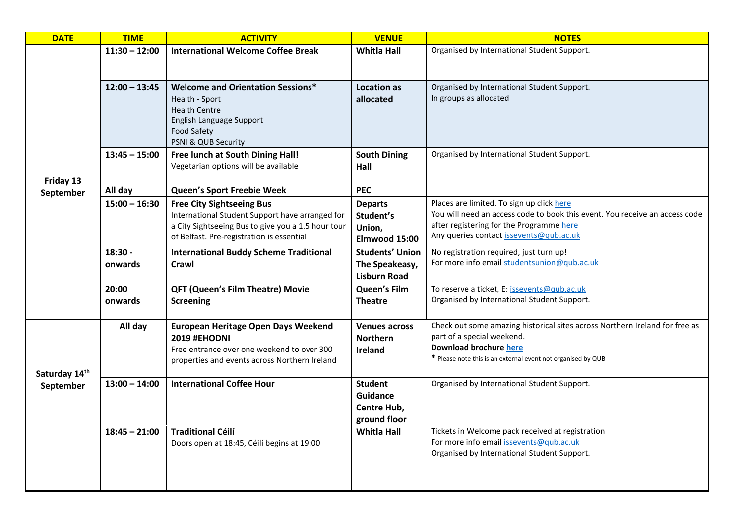| DATE | TIME | ACTIVITY | VENUE | NOTES |
|---|---|---|---|---|
| Friday 13 September | **11:30 – 12:00** | **International Welcome Coffee Break** | **Whitla Hall** | Organised by International Student Support. |
| | **12:00 – 13:45** | **Welcome and Orientation Sessions*** Health - Sport Health Centre English Language Support Food Safety PSNI & QUB Security | **Location as allocated** | Organised by International Student Support. In groups as allocated |
| | **13:45 – 15:00** | **Free lunch at South Dining Hall!** Vegetarian options will be available | **South Dining Hall** | Organised by International Student Support. |
| | **All day** | **Queen's Sport Freebie Week** | **PEC** | |
| | **15:00 – 16:30** | **Free City Sightseeing Bus** International Student Support have arranged for a City Sightseeing Bus to give you a 1.5 hour tour of Belfast. Pre-registration is essential | **Departs Student's Union, Elmwood 15:00** | Places are limited. To sign up click here You will need an access code to book this event. You receive an access code after registering for the Programme here Any queries contact issevents@qub.ac.uk |
| | **18:30 - onwards** | **International Buddy Scheme Traditional Crawl** | **Students' Union The Speakeasy, Lisburn Road** | No registration required, just turn up! For more info email studentsunion@qub.ac.uk |
| | **20:00 onwards** | **QFT (Queen's Film Theatre) Movie Screening** | **Queen's Film Theatre** | To reserve a ticket, E: issevents@qub.ac.uk Organised by International Student Support. |
| Saturday 14th September | **All day** | **European Heritage Open Days Weekend 2019 #EHODNI** Free entrance over one weekend to over 300 properties and events across Northern Ireland | **Venues across Northern Ireland** | Check out some amazing historical sites across Northern Ireland for free as part of a special weekend. **Download brochure here** * Please note this is an external event not organised by QUB |
| | **13:00 – 14:00** | **International Coffee Hour** | **Student Guidance Centre Hub, ground floor** | Organised by International Student Support. |
| | **18:45 – 21:00** | **Traditional Céilí** Doors open at 18:45, Céilí begins at 19:00 | **Whitla Hall** | Tickets in Welcome pack received at registration For more info email issevents@qub.ac.uk Organised by International Student Support. |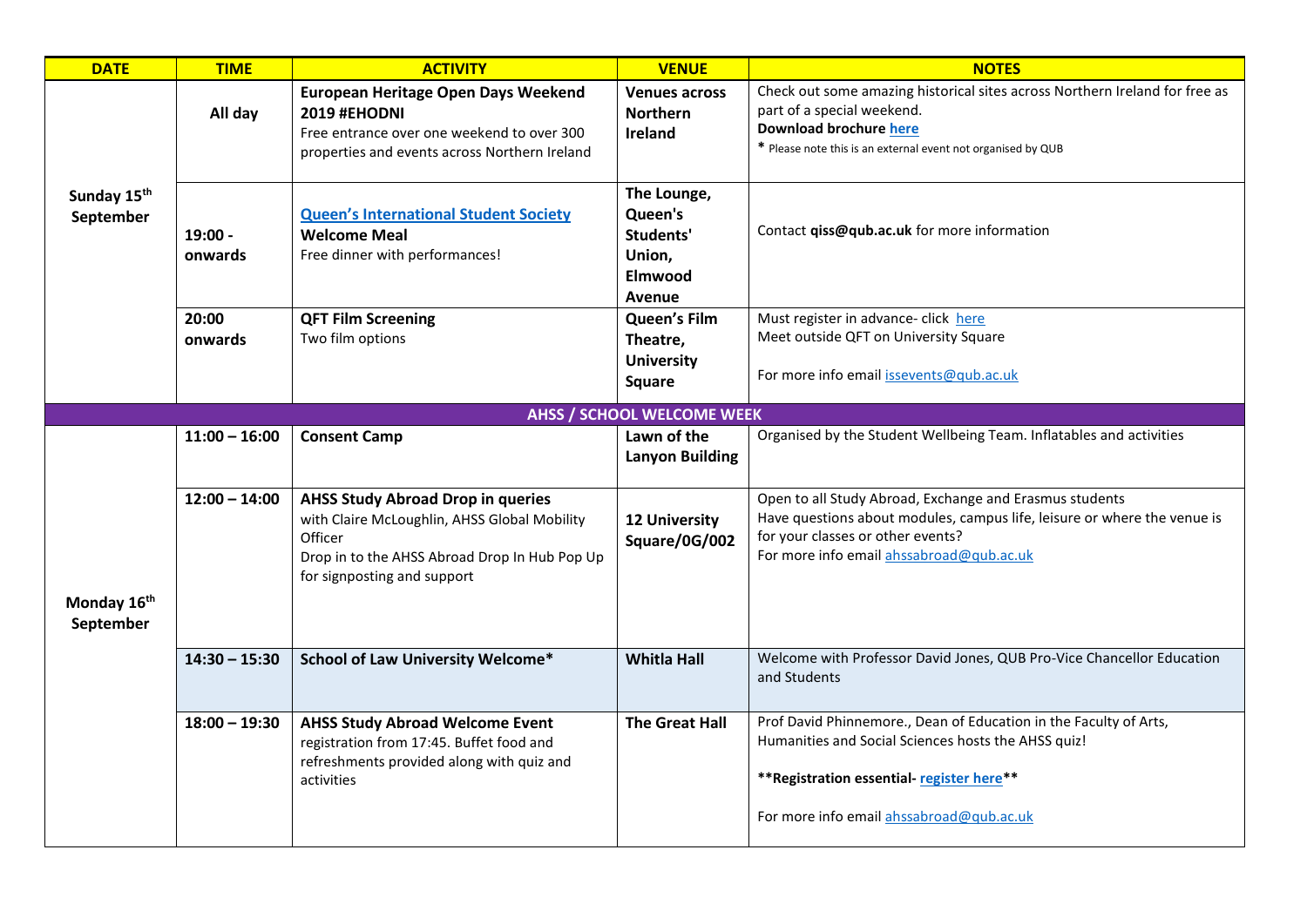| DATE | TIME | ACTIVITY | VENUE | NOTES |
|---|---|---|---|---|
| Sunday 15th September | All day | **European Heritage Open Days Weekend 2019 #EHODNI** Free entrance over one weekend to over 300 properties and events across Northern Ireland | **Venues across Northern Ireland** | Check out some amazing historical sites across Northern Ireland for free as part of a special weekend. **Download brochure here** * Please note this is an external event not organised by QUB |
| | 19:00 - onwards | **Queen's International Student Society Welcome Meal** Free dinner with performances! | **The Lounge, Queen's Students' Union, Elmwood Avenue** | Contact **qiss@qub.ac.uk** for more information |
| | 20:00 onwards | **QFT Film Screening** Two film options | **Queen's Film Theatre, University Square** | Must register in advance- click here Meet outside QFT on University Square For more info email issevents@qub.ac.uk |
| **AHSS / SCHOOL WELCOME WEEK** | | | | |
| Monday 16th September | 11:00 – 16:00 | **Consent Camp** | **Lawn of the Lanyon Building** | Organised by the Student Wellbeing Team. Inflatables and activities |
| | 12:00 – 14:00 | **AHSS Study Abroad Drop in queries** with Claire McLoughlin, AHSS Global Mobility Officer Drop in to the AHSS Abroad Drop In Hub Pop Up for signposting and support | **12 University Square/0G/002** | Open to all Study Abroad, Exchange and Erasmus students Have questions about modules, campus life, leisure or where the venue is for your classes or other events? For more info email ahssabroad@qub.ac.uk |
| | 14:30 – 15:30 | **School of Law University Welcome*** | **Whitla Hall** | Welcome with Professor David Jones, QUB Pro-Vice Chancellor Education and Students |
| | 18:00 – 19:30 | **AHSS Study Abroad Welcome Event** registration from 17:45. Buffet food and refreshments provided along with quiz and activities | **The Great Hall** | Prof David Phinnemore., Dean of Education in the Faculty of Arts, Humanities and Social Sciences hosts the AHSS quiz! **\*\*Registration essential- register here\*\*** For more info email ahssabroad@qub.ac.uk |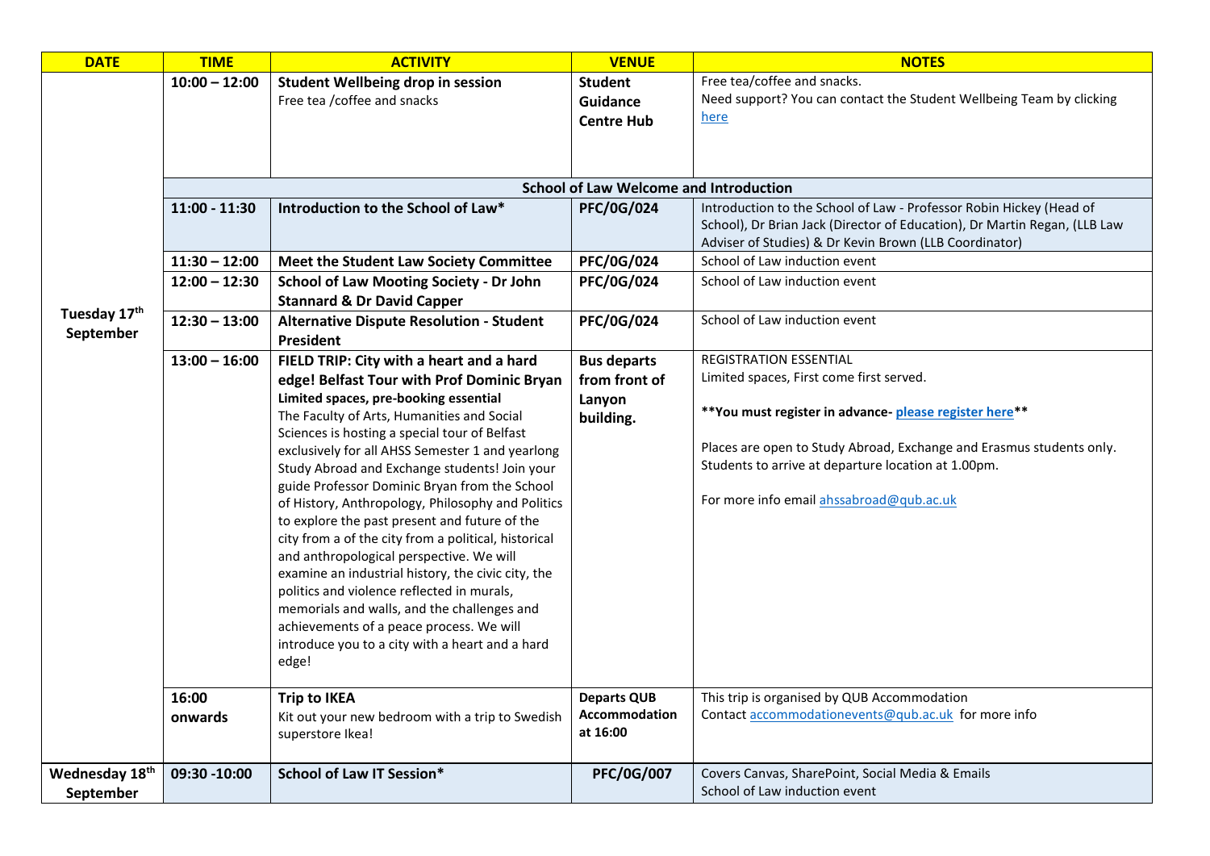| DATE | TIME | ACTIVITY | VENUE | NOTES |
|---|---|---|---|---|
| Tuesday 17th September | 10:00 – 12:00 | **Student Wellbeing drop in session** Free tea /coffee and snacks | **Student Guidance Centre Hub** | Free tea/coffee and snacks. Need support? You can contact the Student Wellbeing Team by clicking here |
| | **School of Law Welcome and Introduction** | | | |
| | 11:00 - 11:30 | **Introduction to the School of Law*** | **PFC/0G/024** | Introduction to the School of Law - Professor Robin Hickey (Head of School), Dr Brian Jack (Director of Education), Dr Martin Regan, (LLB Law Adviser of Studies) & Dr Kevin Brown (LLB Coordinator) |
| | 11:30 – 12:00 | **Meet the Student Law Society Committee** | **PFC/0G/024** | School of Law induction event |
| | 12:00 – 12:30 | **School of Law Mooting Society - Dr John Stannard & Dr David Capper** | **PFC/0G/024** | School of Law induction event |
| | 12:30 – 13:00 | **Alternative Dispute Resolution - Student President** | **PFC/0G/024** | School of Law induction event |
| | 13:00 – 16:00 | **FIELD TRIP: City with a heart and a hard edge! Belfast Tour with Prof Dominic Bryan** **Limited spaces, pre-booking essential** The Faculty of Arts, Humanities and Social Sciences is hosting a special tour of Belfast exclusively for all AHSS Semester 1 and yearlong Study Abroad and Exchange students! Join your guide Professor Dominic Bryan from the School of History, Anthropology, Philosophy and Politics to explore the past present and future of the city from a of the city from a political, historical and anthropological perspective. We will examine an industrial history, the civic city, the politics and violence reflected in murals, memorials and walls, and the challenges and achievements of a peace process. We will introduce you to a city with a heart and a hard edge! | **Bus departs from front of Lanyon building.** | REGISTRATION ESSENTIAL Limited spaces, First come first served. **You must register in advance- please register here** Places are open to Study Abroad, Exchange and Erasmus students only. Students to arrive at departure location at 1.00pm. For more info email ahssabroad@qub.ac.uk |
| | 16:00 onwards | **Trip to IKEA** Kit out your new bedroom with a trip to Swedish superstore Ikea! | **Departs QUB Accommodation at 16:00** | This trip is organised by QUB Accommodation Contact accommodationevents@qub.ac.uk for more info |
| Wednesday 18th September | 09:30 -10:00 | **School of Law IT Session*** | **PFC/0G/007** | Covers Canvas, SharePoint, Social Media & Emails School of Law induction event |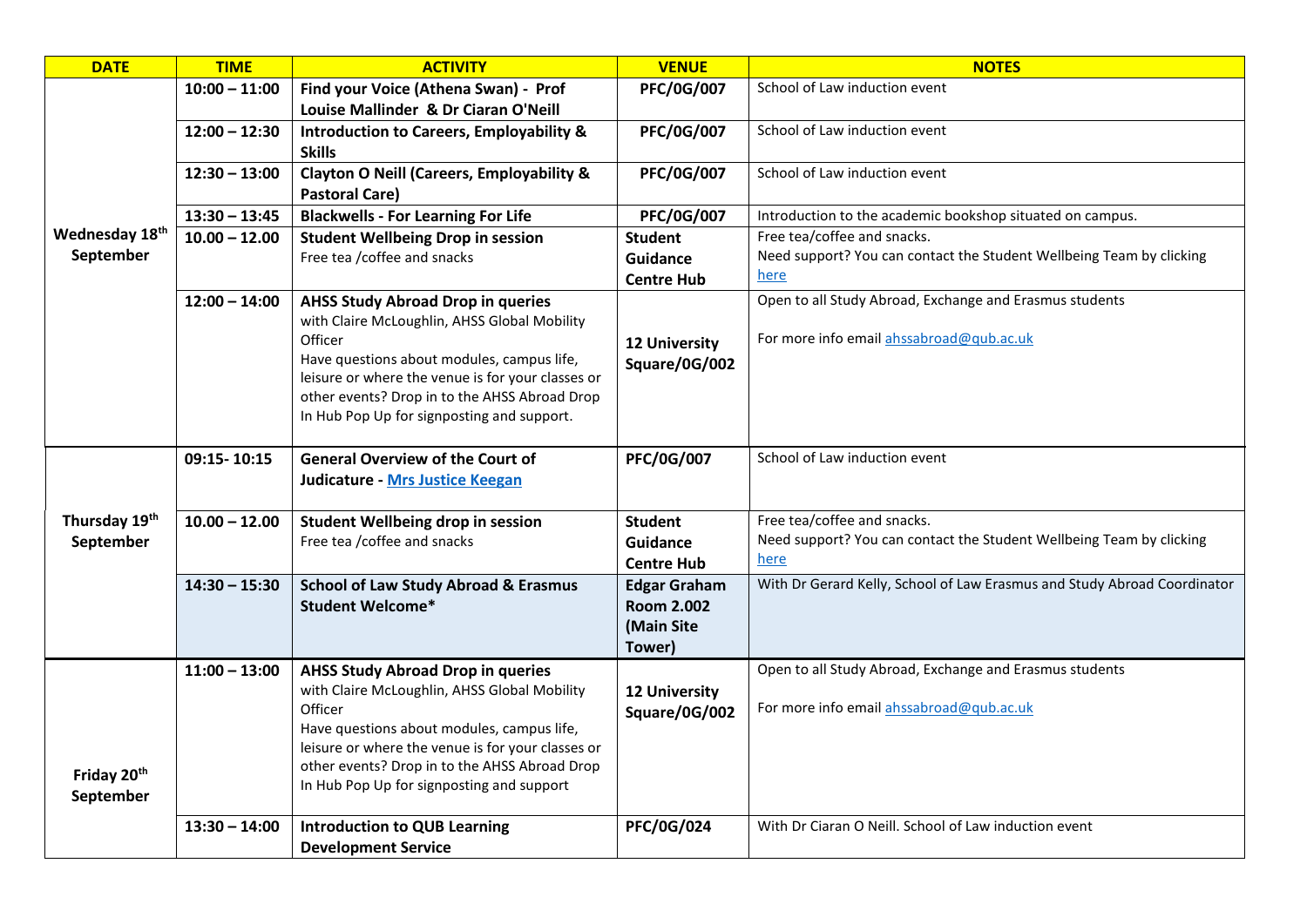| DATE | TIME | ACTIVITY | VENUE | NOTES |
|---|---|---|---|---|
| Wednesday 18th September | 10:00 – 11:00 | **Find your Voice (Athena Swan) - Prof Louise Mallinder & Dr Ciaran O'Neill** | PFC/0G/007 | School of Law induction event |
| | 12:00 – 12:30 | **Introduction to Careers, Employability & Skills** | PFC/0G/007 | School of Law induction event |
| | 12:30 – 13:00 | **Clayton O Neill (Careers, Employability & Pastoral Care)** | PFC/0G/007 | School of Law induction event |
| | 13:30 – 13:45 | **Blackwells - For Learning For Life** | PFC/0G/007 | Introduction to the academic bookshop situated on campus. |
| | 10.00 – 12.00 | **Student Wellbeing Drop in session** Free tea /coffee and snacks | Student Guidance Centre Hub | Free tea/coffee and snacks. Need support? You can contact the Student Wellbeing Team by clicking here |
| | 12:00 – 14:00 | **AHSS Study Abroad Drop in queries** with Claire McLoughlin, AHSS Global Mobility Officer Have questions about modules, campus life, leisure or where the venue is for your classes or other events? Drop in to the AHSS Abroad Drop In Hub Pop Up for signposting and support. | 12 University Square/0G/002 | Open to all Study Abroad, Exchange and Erasmus students For more info email ahssabroad@qub.ac.uk |
| Thursday 19th September | 09:15- 10:15 | **General Overview of the Court of Judicature - Mrs Justice Keegan** | PFC/0G/007 | School of Law induction event |
| | 10.00 – 12.00 | **Student Wellbeing drop in session** Free tea /coffee and snacks | Student Guidance Centre Hub | Free tea/coffee and snacks. Need support? You can contact the Student Wellbeing Team by clicking here |
| | 14:30 – 15:30 | **School of Law Study Abroad & Erasmus Student Welcome*** | Edgar Graham Room 2.002 (Main Site Tower) | With Dr Gerard Kelly, School of Law Erasmus and Study Abroad Coordinator |
| Friday 20th September | 11:00 – 13:00 | **AHSS Study Abroad Drop in queries** with Claire McLoughlin, AHSS Global Mobility Officer Have questions about modules, campus life, leisure or where the venue is for your classes or other events? Drop in to the AHSS Abroad Drop In Hub Pop Up for signposting and support | 12 University Square/0G/002 | Open to all Study Abroad, Exchange and Erasmus students For more info email ahssabroad@qub.ac.uk |
| | 13:30 – 14:00 | **Introduction to QUB Learning Development Service** | PFC/0G/024 | With Dr Ciaran O Neill. School of Law induction event |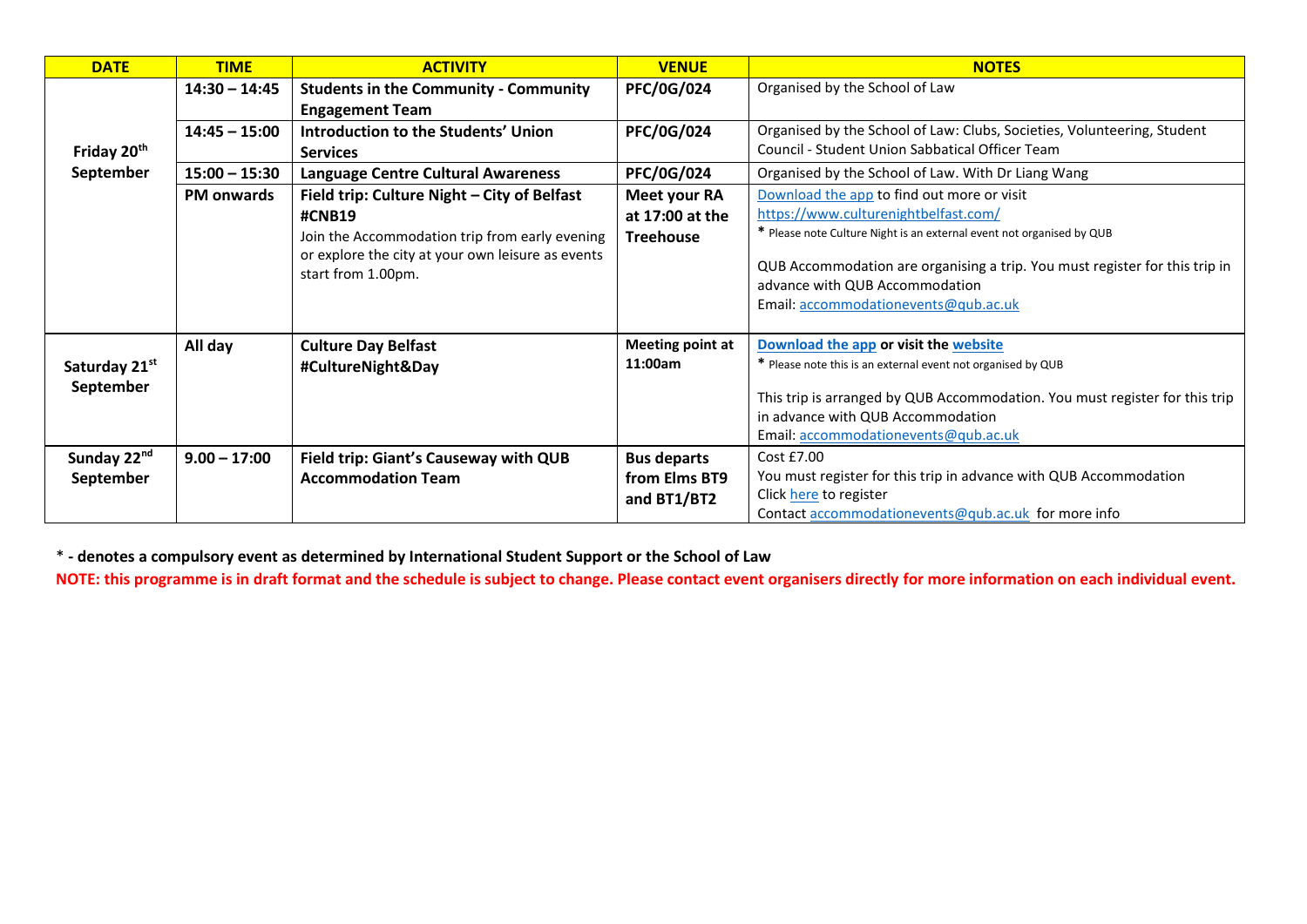| DATE | TIME | ACTIVITY | VENUE | NOTES |
|---|---|---|---|---|
| Friday 20th September | 14:30 – 14:45 | **Students in the Community - Community Engagement Team** | **PFC/0G/024** | Organised by the School of Law |
| | 14:45 – 15:00 | **Introduction to the Students' Union Services** | **PFC/0G/024** | Organised by the School of Law: Clubs, Societies, Volunteering, Student Council - Student Union Sabbatical Officer Team |
| | 15:00 – 15:30 | **Language Centre Cultural Awareness** | **PFC/0G/024** | Organised by the School of Law. With Dr Liang Wang |
| | PM onwards | **Field trip: Culture Night – City of Belfast #CNB19** Join the Accommodation trip from early evening or explore the city at your own leisure as events start from 1.00pm. | **Meet your RA at 17:00 at the Treehouse** | Download the app to find out more or visit https://www.culturenightbelfast.com/ * Please note Culture Night is an external event not organised by QUB QUB Accommodation are organising a trip. You must register for this trip in advance with QUB Accommodation Email: accommodationevents@qub.ac.uk |
| Saturday 21st September | All day | **Culture Day Belfast #CultureNight&Day** | **Meeting point at 11:00am** | **Download the app or visit the website** * Please note this is an external event not organised by QUB This trip is arranged by QUB Accommodation. You must register for this trip in advance with QUB Accommodation Email: accommodationevents@qub.ac.uk |
| Sunday 22nd September | 9.00 – 17:00 | **Field trip: Giant's Causeway with QUB Accommodation Team** | **Bus departs from Elms BT9 and BT1/BT2** | Cost £7.00 You must register for this trip in advance with QUB Accommodation Click here to register Contact accommodationevents@qub.ac.uk for more info |

\* **- denotes a compulsory event as determined by International Student Support or the School of Law**

**NOTE: this programme is in draft format and the schedule is subject to change. Please contact event organisers directly for more information on each individual event.**